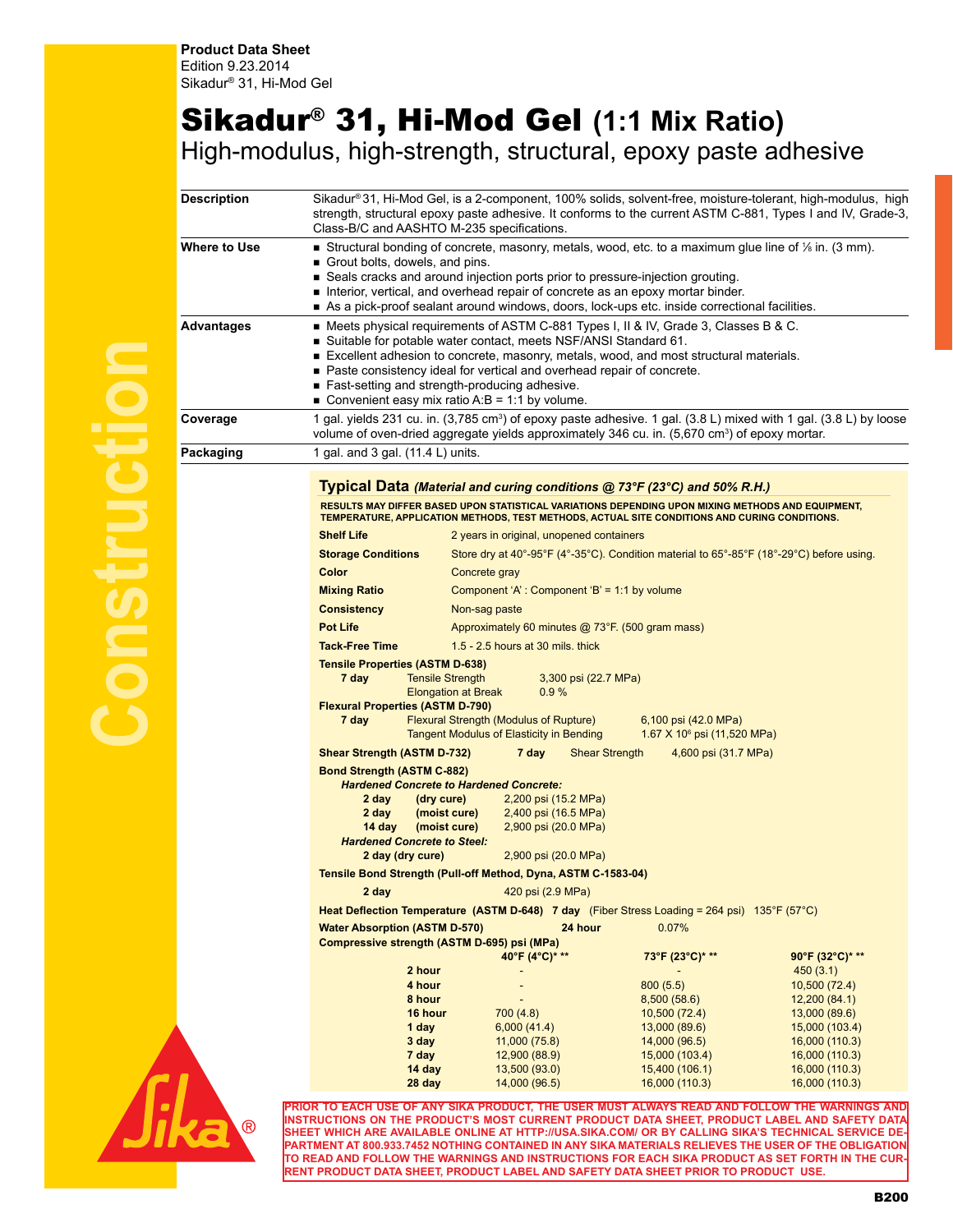**Product Data Sheet**
Edition 9.23.2014
Sikadur® 31, Hi-Mod Gel

# Sikadur® 31, Hi-Mod Gel (1:1 Mix Ratio)

High-modulus, high-strength, structural, epoxy paste adhesive

**Description**

Sikadur® 31, Hi-Mod Gel, is a 2-component, 100% solids, solvent-free, moisture-tolerant, high-modulus, high strength, structural epoxy paste adhesive. It conforms to the current ASTM C-881, Types I and IV, Grade-3, Class-B/C and AASHTO M-235 specifications.

**Where to Use**

- Structural bonding of concrete, masonry, metals, wood, etc. to a maximum glue line of ⅛ in. (3 mm).
- Grout bolts, dowels, and pins.
- Seals cracks and around injection ports prior to pressure-injection grouting.
- Interior, vertical, and overhead repair of concrete as an epoxy mortar binder.
- As a pick-proof sealant around windows, doors, lock-ups etc. inside correctional facilities.

**Advantages**

- Meets physical requirements of ASTM C-881 Types I, II & IV, Grade 3, Classes B & C.
- Suitable for potable water contact, meets NSF/ANSI Standard 61.
- Excellent adhesion to concrete, masonry, metals, wood, and most structural materials.
- Paste consistency ideal for vertical and overhead repair of concrete.
- Fast-setting and strength-producing adhesive.
- Convenient easy mix ratio A:B = 1:1 by volume.

**Coverage**

1 gal. yields 231 cu. in. (3,785 cm³) of epoxy paste adhesive. 1 gal. (3.8 L) mixed with 1 gal. (3.8 L) by loose volume of oven-dried aggregate yields approximately 346 cu. in. (5,670 cm³) of epoxy mortar.

**Packaging**

1 gal. and 3 gal. (11.4 L) units.

## Typical Data *(Material and curing conditions @ 73°F (23°C) and 50% R.H.)*

**RESULTS MAY DIFFER BASED UPON STATISTICAL VARIATIONS DEPENDING UPON MIXING METHODS AND EQUIPMENT, TEMPERATURE, APPLICATION METHODS, TEST METHODS, ACTUAL SITE CONDITIONS AND CURING CONDITIONS.**

**Shelf Life**: 2 years in original, unopened containers

**Storage Conditions**: Store dry at 40°-95°F (4°-35°C). Condition material to 65°-85°F (18°-29°C) before using.

**Color**: Concrete gray

**Mixing Ratio**: Component 'A' : Component 'B' = 1:1 by volume

**Consistency**: Non-sag paste

**Pot Life**: Approximately 60 minutes @ 73°F. (500 gram mass)

**Tack-Free Time**: 1.5 - 2.5 hours at 30 mils. thick

**Tensile Properties (ASTM D-638)**
- **7 day** Tensile Strength: 3,300 psi (22.7 MPa)
- Elongation at Break: 0.9 %

**Flexural Properties (ASTM D-790)**
- **7 day** Flexural Strength (Modulus of Rupture): 6,100 psi (42.0 MPa)
- Tangent Modulus of Elasticity in Bending: 1.67 X $10^6$ psi (11,520 MPa)

**Shear Strength (ASTM D-732)** **7 day** Shear Strength 4,600 psi (31.7 MPa)

**Bond Strength (ASTM C-882)**

***Hardened Concrete to Hardened Concrete:***
- **2 day (dry cure)** 2,200 psi (15.2 MPa)
- **2 day (moist cure)** 2,400 psi (16.5 MPa)
- **14 day (moist cure)** 2,900 psi (20.0 MPa)

***Hardened Concrete to Steel:***
- **2 day (dry cure)** 2,900 psi (20.0 MPa)

**Tensile Bond Strength (Pull-off Method, Dyna, ASTM C-1583-04)**
- **2 day** 420 psi (2.9 MPa)

**Heat Deflection Temperature (ASTM D-648)** **7 day** (Fiber Stress Loading = 264 psi) 135°F (57°C)

**Water Absorption (ASTM D-570)** **24 hour** 0.07%

**Compressive strength (ASTM D-695) psi (MPa)**

| | 40°F (4°C)* ** | 73°F (23°C)* ** | 90°F (32°C)* ** |
|---|---|---|---|
| 2 hour | - | - | 450 (3.1) |
| 4 hour | - | 800 (5.5) | 10,500 (72.4) |
| 8 hour | - | 8,500 (58.6) | 12,200 (84.1) |
| 16 hour | 700 (4.8) | 10,500 (72.4) | 13,000 (89.6) |
| 1 day | 6,000 (41.4) | 13,000 (89.6) | 15,000 (103.4) |
| 3 day | 11,000 (75.8) | 14,000 (96.5) | 16,000 (110.3) |
| 7 day | 12,900 (88.9) | 15,000 (103.4) | 16,000 (110.3) |
| 14 day | 13,500 (93.0) | 15,400 (106.1) | 16,000 (110.3) |
| 28 day | 14,000 (96.5) | 16,000 (110.3) | 16,000 (110.3) |

**PRIOR TO EACH USE OF ANY SIKA PRODUCT, THE USER MUST ALWAYS READ AND FOLLOW THE WARNINGS AND INSTRUCTIONS ON THE PRODUCT'S MOST CURRENT PRODUCT DATA SHEET, PRODUCT LABEL AND SAFETY DATA SHEET WHICH ARE AVAILABLE ONLINE AT HTTP://USA.SIKA.COM/ OR BY CALLING SIKA'S TECHNICAL SERVICE DEPARTMENT AT 800.933.7452 NOTHING CONTAINED IN ANY SIKA MATERIALS RELIEVES THE USER OF THE OBLIGATION TO READ AND FOLLOW THE WARNINGS AND INSTRUCTIONS FOR EACH SIKA PRODUCT AS SET FORTH IN THE CURRENT PRODUCT DATA SHEET, PRODUCT LABEL AND SAFETY DATA SHEET PRIOR TO PRODUCT USE.**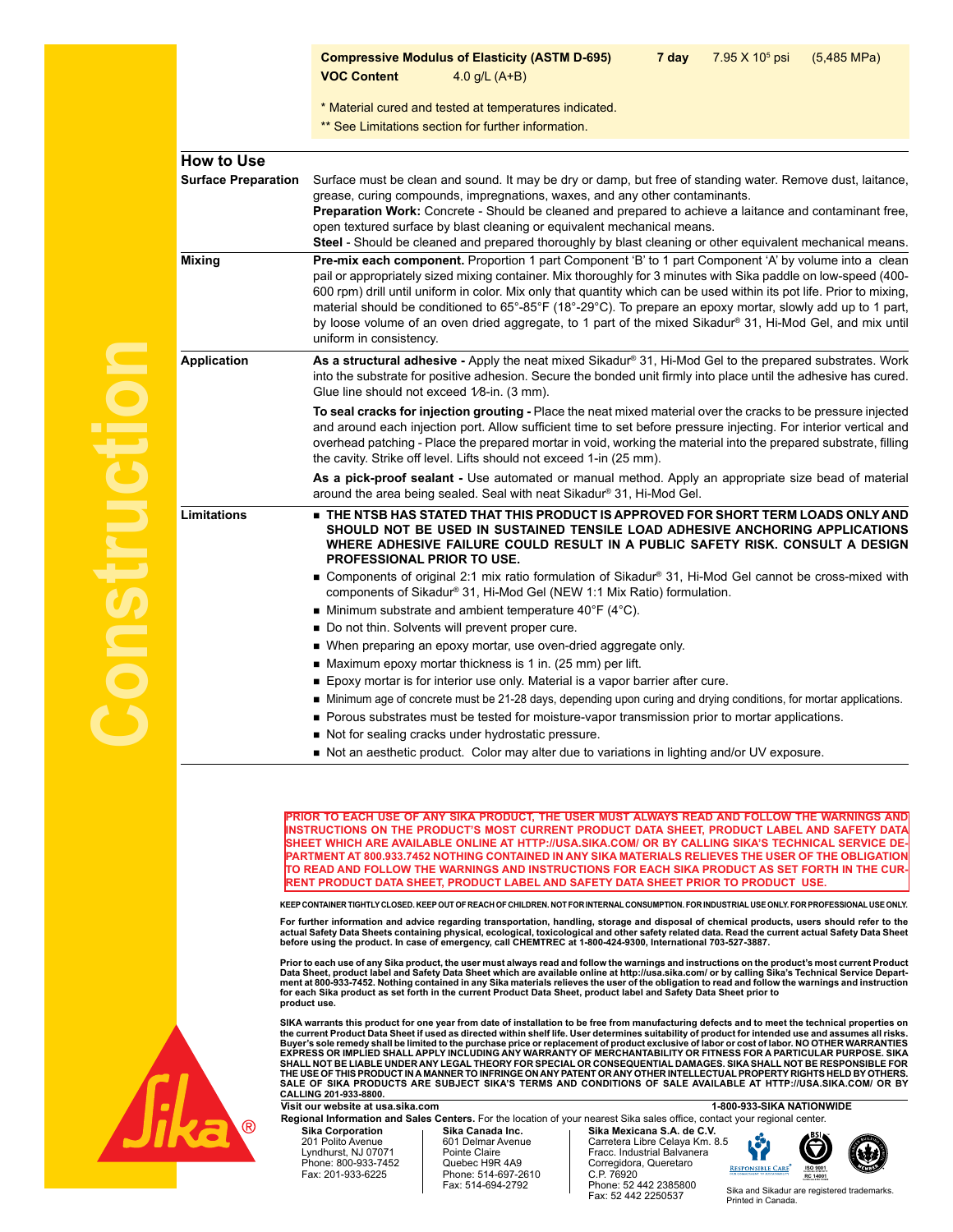| | | | |
|---|---|---|---|
| **Compressive Modulus of Elasticity (ASTM D-695)** | **7 day** | $7.95 \times 10^5$ psi | (5,485 MPa) |
| **VOC Content** | 4.0 g/L (A+B) | | |

\* Material cured and tested at temperatures indicated.

\** See Limitations section for further information.

## How to Use

**Surface Preparation**

Surface must be clean and sound. It may be dry or damp, but free of standing water. Remove dust, laitance, grease, curing compounds, impregnations, waxes, and any other contaminants.

**Preparation Work:** Concrete - Should be cleaned and prepared to achieve a laitance and contaminant free, open textured surface by blast cleaning or equivalent mechanical means.

**Steel** - Should be cleaned and prepared thoroughly by blast cleaning or other equivalent mechanical means.

**Mixing**

**Pre-mix each component.** Proportion 1 part Component 'B' to 1 part Component 'A' by volume into a clean pail or appropriately sized mixing container. Mix thoroughly for 3 minutes with Sika paddle on low-speed (400-600 rpm) drill until uniform in color. Mix only that quantity which can be used within its pot life. Prior to mixing, material should be conditioned to 65°-85°F (18°-29°C). To prepare an epoxy mortar, slowly add up to 1 part, by loose volume of an oven dried aggregate, to 1 part of the mixed Sikadur® 31, Hi-Mod Gel, and mix until uniform in consistency.

**Application**

**As a structural adhesive -** Apply the neat mixed Sikadur® 31, Hi-Mod Gel to the prepared substrates. Work into the substrate for positive adhesion. Secure the bonded unit firmly into place until the adhesive has cured. Glue line should not exceed 1⁄8-in. (3 mm).

**To seal cracks for injection grouting -** Place the neat mixed material over the cracks to be pressure injected and around each injection port. Allow sufficient time to set before pressure injecting. For interior vertical and overhead patching - Place the prepared mortar in void, working the material into the prepared substrate, filling the cavity. Strike off level. Lifts should not exceed 1-in (25 mm).

**As a pick-proof sealant -** Use automated or manual method. Apply an appropriate size bead of material around the area being sealed. Seal with neat Sikadur® 31, Hi-Mod Gel.

**Limitations**

- **THE NTSB HAS STATED THAT THIS PRODUCT IS APPROVED FOR SHORT TERM LOADS ONLY AND SHOULD NOT BE USED IN SUSTAINED TENSILE LOAD ADHESIVE ANCHORING APPLICATIONS WHERE ADHESIVE FAILURE COULD RESULT IN A PUBLIC SAFETY RISK. CONSULT A DESIGN PROFESSIONAL PRIOR TO USE.**
- Components of original 2:1 mix ratio formulation of Sikadur® 31, Hi-Mod Gel cannot be cross-mixed with components of Sikadur® 31, Hi-Mod Gel (NEW 1:1 Mix Ratio) formulation.
- Minimum substrate and ambient temperature 40°F (4°C).
- Do not thin. Solvents will prevent proper cure.
- When preparing an epoxy mortar, use oven-dried aggregate only.
- Maximum epoxy mortar thickness is 1 in. (25 mm) per lift.
- Epoxy mortar is for interior use only. Material is a vapor barrier after cure.
- Minimum age of concrete must be 21-28 days, depending upon curing and drying conditions, for mortar applications.
- Porous substrates must be tested for moisture-vapor transmission prior to mortar applications.
- Not for sealing cracks under hydrostatic pressure.
- Not an aesthetic product. Color may alter due to variations in lighting and/or UV exposure.

**PRIOR TO EACH USE OF ANY SIKA PRODUCT, THE USER MUST ALWAYS READ AND FOLLOW THE WARNINGS AND INSTRUCTIONS ON THE PRODUCT'S MOST CURRENT PRODUCT DATA SHEET, PRODUCT LABEL AND SAFETY DATA SHEET WHICH ARE AVAILABLE ONLINE AT HTTP://USA.SIKA.COM/ OR BY CALLING SIKA'S TECHNICAL SERVICE DEPARTMENT AT 800.933.7452 NOTHING CONTAINED IN ANY SIKA MATERIALS RELIEVES THE USER OF THE OBLIGATION TO READ AND FOLLOW THE WARNINGS AND INSTRUCTIONS FOR EACH SIKA PRODUCT AS SET FORTH IN THE CURRENT PRODUCT DATA SHEET, PRODUCT LABEL AND SAFETY DATA SHEET PRIOR TO PRODUCT USE.**

**KEEP CONTAINER TIGHTLY CLOSED. KEEP OUT OF REACH OF CHILDREN. NOT FOR INTERNAL CONSUMPTION. FOR INDUSTRIAL USE ONLY. FOR PROFESSIONAL USE ONLY.**

**For further information and advice regarding transportation, handling, storage and disposal of chemical products, users should refer to the actual Safety Data Sheets containing physical, ecological, toxicological and other safety related data. Read the current actual Safety Data Sheet before using the product. In case of emergency, call CHEMTREC at 1-800-424-9300, International 703-527-3887.**

**Prior to each use of any Sika product, the user must always read and follow the warnings and instructions on the product's most current Product Data Sheet, product label and Safety Data Sheet which are available online at http://usa.sika.com/ or by calling Sika's Technical Service Department at 800-933-7452. Nothing contained in any Sika materials relieves the user of the obligation to read and follow the warnings and instruction for each Sika product as set forth in the current Product Data Sheet, product label and Safety Data Sheet prior to product use.**

**SIKA warrants this product for one year from date of installation to be free from manufacturing defects and to meet the technical properties on the current Product Data Sheet if used as directed within shelf life. User determines suitability of product for intended use and assumes all risks. Buyer's sole remedy shall be limited to the purchase price or replacement of product exclusive of labor or cost of labor. NO OTHER WARRANTIES EXPRESS OR IMPLIED SHALL APPLY INCLUDING ANY WARRANTY OF MERCHANTABILITY OR FITNESS FOR A PARTICULAR PURPOSE. SIKA SHALL NOT BE LIABLE UNDER ANY LEGAL THEORY FOR SPECIAL OR CONSEQUENTIAL DAMAGES. SIKA SHALL NOT BE RESPONSIBLE FOR THE USE OF THIS PRODUCT IN A MANNER TO INFRINGE ON ANY PATENT OR ANY OTHER INTELLECTUAL PROPERTY RIGHTS HELD BY OTHERS. SALE OF SIKA PRODUCTS ARE SUBJECT SIKA'S TERMS AND CONDITIONS OF SALE AVAILABLE AT HTTP://USA.SIKA.COM/ OR BY CALLING 201-933-8800.**

**Visit our website at usa.sika.com** **1-800-933-SIKA NATIONWIDE**

**Regional Information and Sales Centers.** For the location of your nearest Sika sales office, contact your regional center.

**Sika Corporation**
201 Polito Avenue
Lyndhurst, NJ 07071
Phone: 800-933-7452
Fax: 201-933-6225

**Sika Canada Inc.**
601 Delmar Avenue
Pointe Claire
Quebec H9R 4A9
Phone: 514-697-2610
Fax: 514-694-2792

**Sika Mexicana S.A. de C.V.**
Carretera Libre Celaya Km. 8.5
Fracc. Industrial Balvanera
Corregidora, Queretaro
C.P. 76920
Phone: 52 442 2385800
Fax: 52 442 2250537

Sika and Sikadur are registered trademarks.
Printed in Canada.